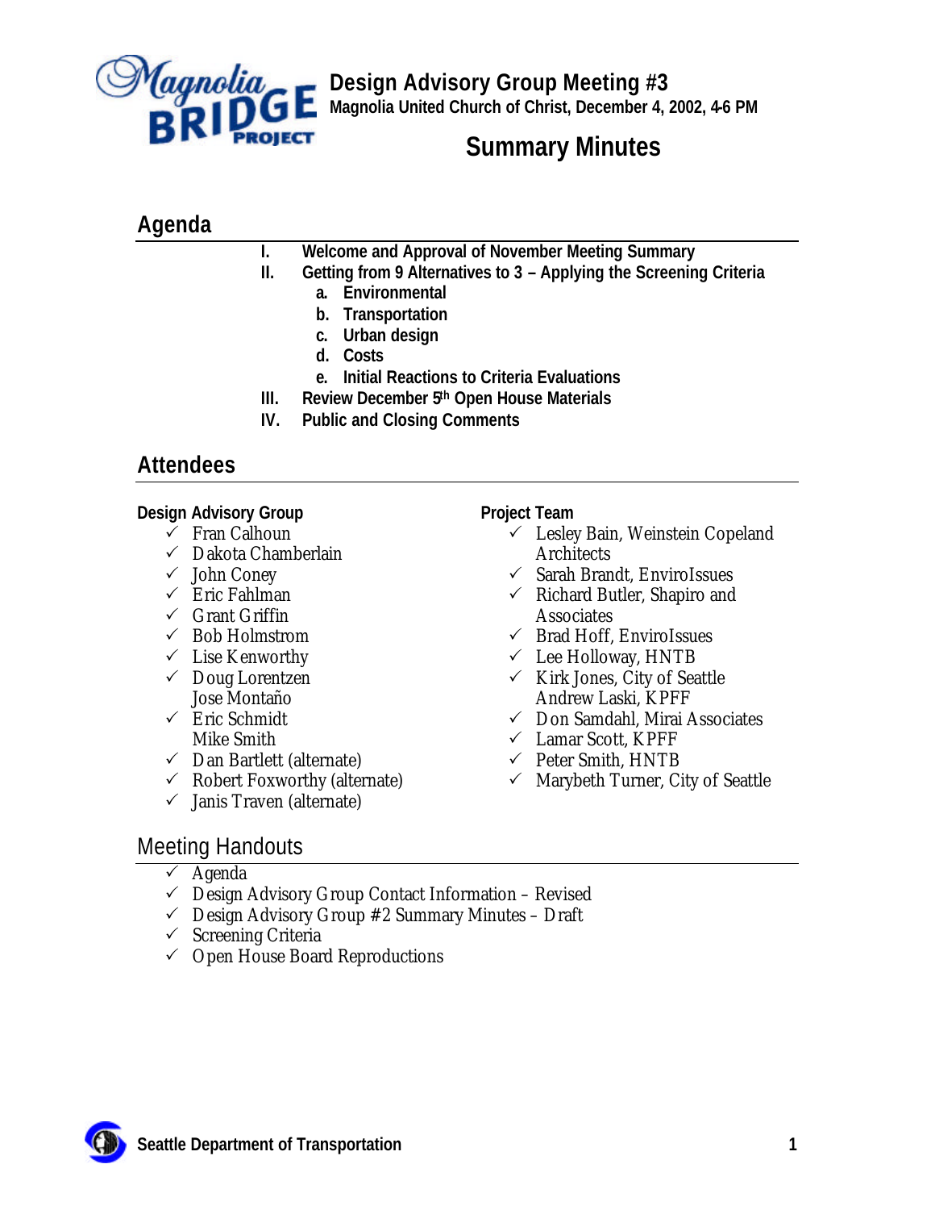# Design Advisory Group Meeting #3

**Magnolia United Church of Christ, December 4, 2002, 4-6 PM**

## Summary Minutes

## Agenda

I. **Welcome and Approval of November Meeting Summary**

II. **Getting from 9 Alternatives to 3 – Applying the Screening Criteria**
   a. **Environmental**
   b. **Transportation**
   c. **Urban design**
   d. **Costs**
   e. **Initial Reactions to Criteria Evaluations**

III. **Review December 5th Open House Materials**

IV. **Public and Closing Comments**

## Attendees

**Design Advisory Group**

- ✓ Fran Calhoun
- ✓ Dakota Chamberlain
- ✓ John Coney
- ✓ Eric Fahlman
- ✓ Grant Griffin
- ✓ Bob Holmstrom
- ✓ Lise Kenworthy
- ✓ Doug Lorentzen
- Jose Montaño
- ✓ Eric Schmidt
- Mike Smith
- ✓ Dan Bartlett (alternate)
- ✓ Robert Foxworthy (alternate)
- ✓ Janis Traven (alternate)

**Project Team**

- ✓ Lesley Bain, Weinstein Copeland Architects
- ✓ Sarah Brandt, EnviroIssues
- ✓ Richard Butler, Shapiro and Associates
- ✓ Brad Hoff, EnviroIssues
- ✓ Lee Holloway, HNTB
- ✓ Kirk Jones, City of Seattle
- Andrew Laski, KPFF
- ✓ Don Samdahl, Mirai Associates
- ✓ Lamar Scott, KPFF
- ✓ Peter Smith, HNTB
- ✓ Marybeth Turner, City of Seattle

## Meeting Handouts

- ✓ Agenda
- ✓ Design Advisory Group Contact Information – Revised
- ✓ Design Advisory Group #2 Summary Minutes – Draft
- ✓ Screening Criteria
- ✓ Open House Board Reproductions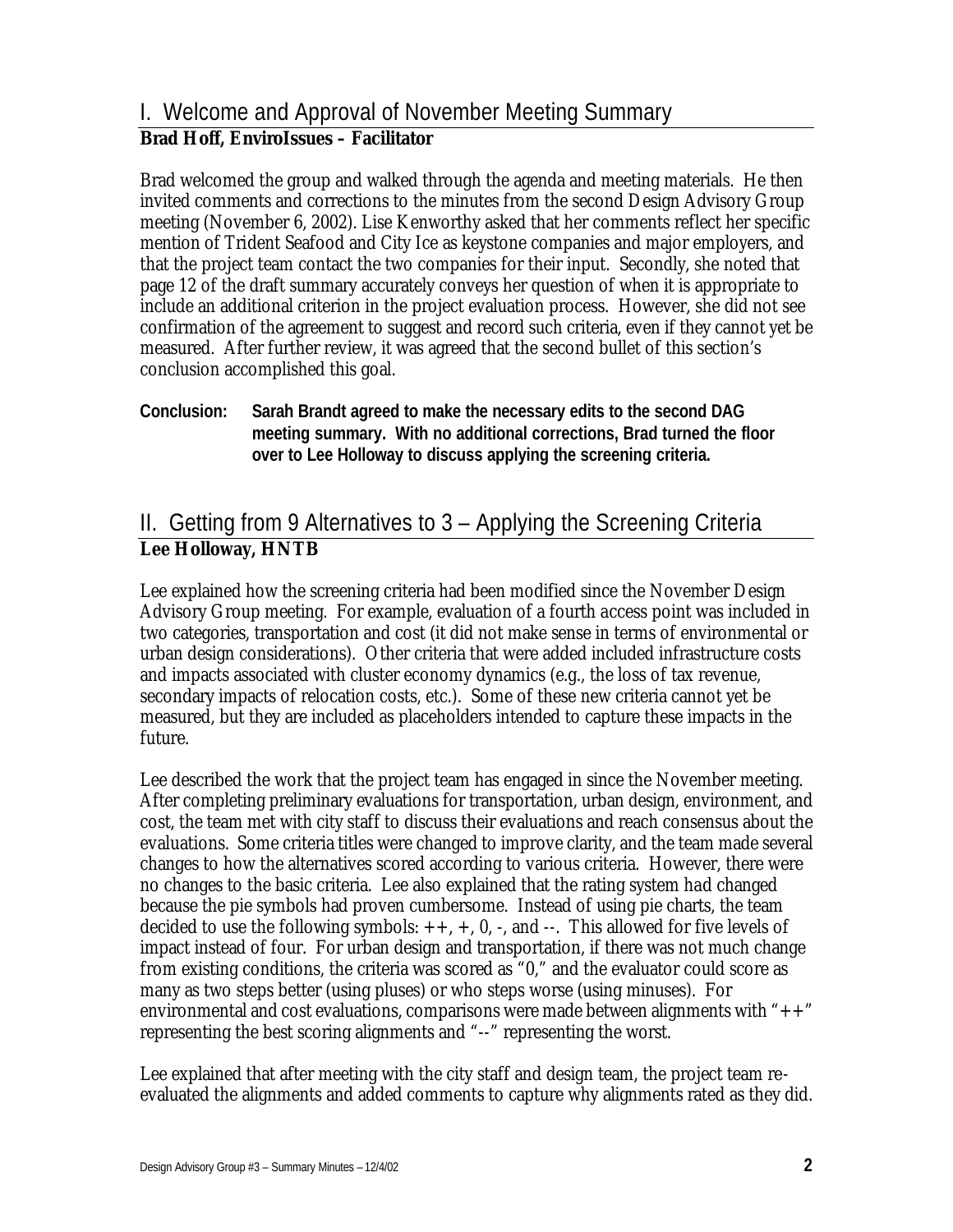## I. Welcome and Approval of November Meeting Summary

**Brad Hoff, EnviroIssues – Facilitator**

Brad welcomed the group and walked through the agenda and meeting materials. He then invited comments and corrections to the minutes from the second Design Advisory Group meeting (November 6, 2002). Lise Kenworthy asked that her comments reflect her specific mention of Trident Seafood and City Ice as keystone companies and major employers, and that the project team contact the two companies for their input. Secondly, she noted that page 12 of the draft summary accurately conveys her question of when it is appropriate to include an additional criterion in the project evaluation process. However, she did not see confirmation of the agreement to suggest and record such criteria, even if they cannot yet be measured. After further review, it was agreed that the second bullet of this section's conclusion accomplished this goal.

**Conclusion: Sarah Brandt agreed to make the necessary edits to the second DAG meeting summary. With no additional corrections, Brad turned the floor over to Lee Holloway to discuss applying the screening criteria.**

## II. Getting from 9 Alternatives to 3 – Applying the Screening Criteria

**Lee Holloway, HNTB**

Lee explained how the screening criteria had been modified since the November Design Advisory Group meeting. For example, evaluation of a fourth access point was included in two categories, transportation and cost (it did not make sense in terms of environmental or urban design considerations). Other criteria that were added included infrastructure costs and impacts associated with cluster economy dynamics (e.g., the loss of tax revenue, secondary impacts of relocation costs, etc.). Some of these new criteria cannot yet be measured, but they are included as placeholders intended to capture these impacts in the future.

Lee described the work that the project team has engaged in since the November meeting. After completing preliminary evaluations for transportation, urban design, environment, and cost, the team met with city staff to discuss their evaluations and reach consensus about the evaluations. Some criteria titles were changed to improve clarity, and the team made several changes to how the alternatives scored according to various criteria. However, there were no changes to the basic criteria. Lee also explained that the rating system had changed because the pie symbols had proven cumbersome. Instead of using pie charts, the team decided to use the following symbols: ++, +, 0, -, and --. This allowed for five levels of impact instead of four. For urban design and transportation, if there was not much change from existing conditions, the criteria was scored as "0," and the evaluator could score as many as two steps better (using pluses) or who steps worse (using minuses). For environmental and cost evaluations, comparisons were made between alignments with "++" representing the best scoring alignments and "--" representing the worst.

Lee explained that after meeting with the city staff and design team, the project team re-evaluated the alignments and added comments to capture why alignments rated as they did.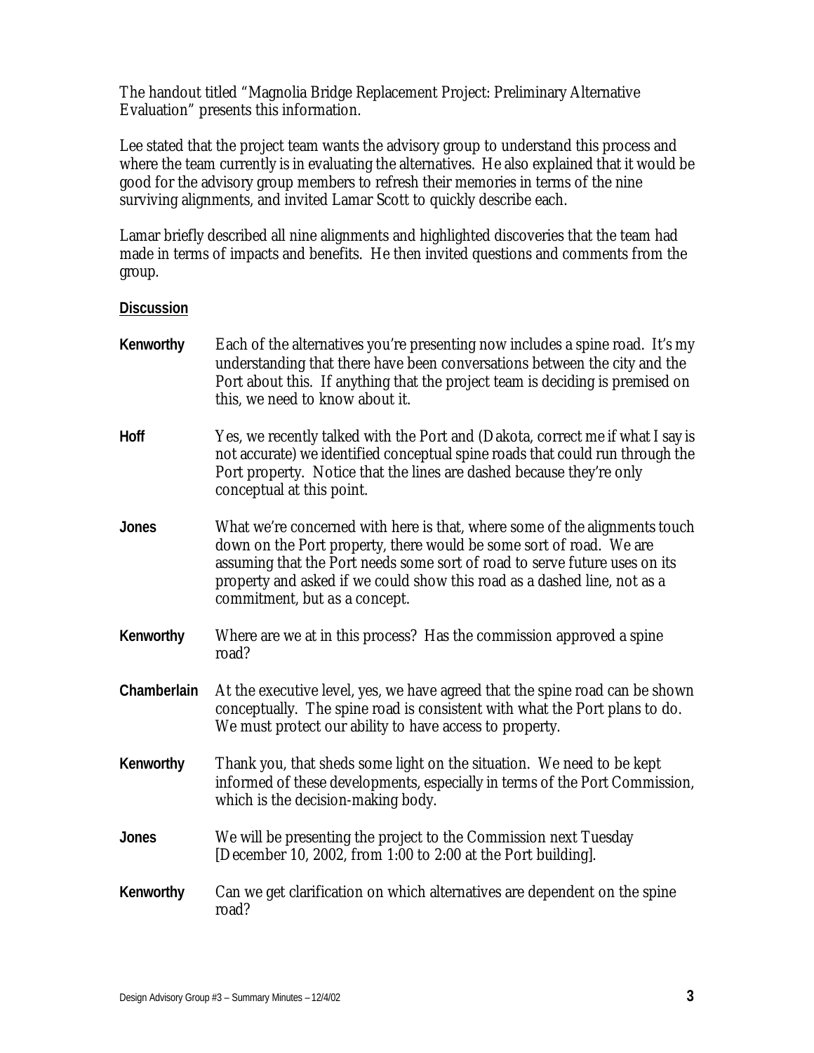The handout titled "Magnolia Bridge Replacement Project: Preliminary Alternative Evaluation" presents this information.

Lee stated that the project team wants the advisory group to understand this process and where the team currently is in evaluating the alternatives. He also explained that it would be good for the advisory group members to refresh their memories in terms of the nine surviving alignments, and invited Lamar Scott to quickly describe each.

Lamar briefly described all nine alignments and highlighted discoveries that the team had made in terms of impacts and benefits. He then invited questions and comments from the group.

**Discussion**

**Kenworthy** Each of the alternatives you're presenting now includes a spine road. It's my understanding that there have been conversations between the city and the Port about this. If anything that the project team is deciding is premised on this, we need to know about it.

**Hoff** Yes, we recently talked with the Port and (Dakota, correct me if what I say is not accurate) we identified conceptual spine roads that could run through the Port property. Notice that the lines are dashed because they're only conceptual at this point.

**Jones** What we're concerned with here is that, where some of the alignments touch down on the Port property, there would be some sort of road. We are assuming that the Port needs some sort of road to serve future uses on its property and asked if we could show this road as a dashed line, not as a commitment, but as a concept.

**Kenworthy** Where are we at in this process? Has the commission approved a spine road?

**Chamberlain** At the executive level, yes, we have agreed that the spine road can be shown conceptually. The spine road is consistent with what the Port plans to do. We must protect our ability to have access to property.

**Kenworthy** Thank you, that sheds some light on the situation. We need to be kept informed of these developments, especially in terms of the Port Commission, which is the decision-making body.

**Jones** We will be presenting the project to the Commission next Tuesday [December 10, 2002, from 1:00 to 2:00 at the Port building].

**Kenworthy** Can we get clarification on which alternatives are dependent on the spine road?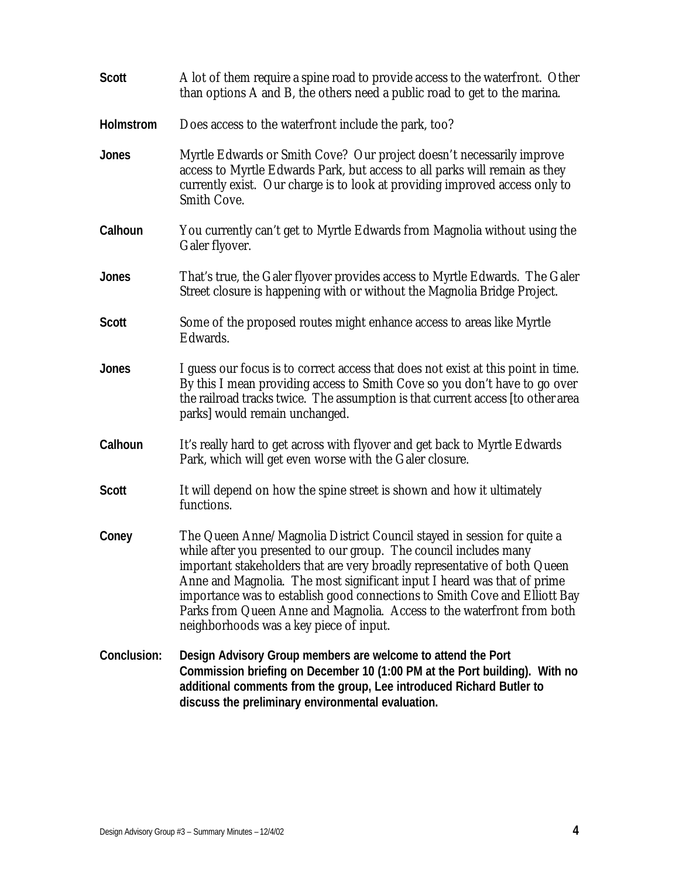**Scott** A lot of them require a spine road to provide access to the waterfront. Other than options A and B, the others need a public road to get to the marina.

**Holmstrom** Does access to the waterfront include the park, too?

**Jones** Myrtle Edwards or Smith Cove? Our project doesn't necessarily improve access to Myrtle Edwards Park, but access to all parks will remain as they currently exist. Our charge is to look at providing improved access only to Smith Cove.

**Calhoun** You currently can't get to Myrtle Edwards from Magnolia without using the Galer flyover.

**Jones** That's true, the Galer flyover provides access to Myrtle Edwards. The Galer Street closure is happening with or without the Magnolia Bridge Project.

**Scott** Some of the proposed routes might enhance access to areas like Myrtle Edwards.

**Jones** I guess our focus is to correct access that does not exist at this point in time. By this I mean providing access to Smith Cove so you don't have to go over the railroad tracks twice. The assumption is that current access [to other area parks] would remain unchanged.

**Calhoun** It's really hard to get across with flyover and get back to Myrtle Edwards Park, which will get even worse with the Galer closure.

**Scott** It will depend on how the spine street is shown and how it ultimately functions.

**Coney** The Queen Anne/Magnolia District Council stayed in session for quite a while after you presented to our group. The council includes many important stakeholders that are very broadly representative of both Queen Anne and Magnolia. The most significant input I heard was that of prime importance was to establish good connections to Smith Cove and Elliott Bay Parks from Queen Anne and Magnolia. Access to the waterfront from both neighborhoods was a key piece of input.

**Conclusion:** **Design Advisory Group members are welcome to attend the Port Commission briefing on December 10 (1:00 PM at the Port building). With no additional comments from the group, Lee introduced Richard Butler to discuss the preliminary environmental evaluation.**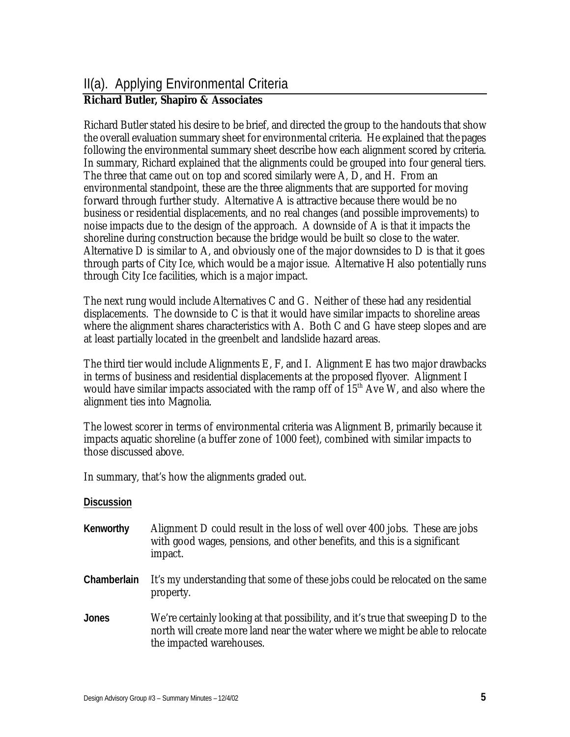## II(a). Applying Environmental Criteria

**Richard Butler, Shapiro & Associates**

Richard Butler stated his desire to be brief, and directed the group to the handouts that show the overall evaluation summary sheet for environmental criteria. He explained that the pages following the environmental summary sheet describe how each alignment scored by criteria. In summary, Richard explained that the alignments could be grouped into four general tiers. The three that came out on top and scored similarly were A, D, and H. From an environmental standpoint, these are the three alignments that are supported for moving forward through further study. Alternative A is attractive because there would be no business or residential displacements, and no real changes (and possible improvements) to noise impacts due to the design of the approach. A downside of A is that it impacts the shoreline during construction because the bridge would be built so close to the water. Alternative D is similar to A, and obviously one of the major downsides to D is that it goes through parts of City Ice, which would be a major issue. Alternative H also potentially runs through City Ice facilities, which is a major impact.

The next rung would include Alternatives C and G. Neither of these had any residential displacements. The downside to C is that it would have similar impacts to shoreline areas where the alignment shares characteristics with A. Both C and G have steep slopes and are at least partially located in the greenbelt and landslide hazard areas.

The third tier would include Alignments E, F, and I. Alignment E has two major drawbacks in terms of business and residential displacements at the proposed flyover. Alignment I would have similar impacts associated with the ramp off of 15th Ave W, and also where the alignment ties into Magnolia.

The lowest scorer in terms of environmental criteria was Alignment B, primarily because it impacts aquatic shoreline (a buffer zone of 1000 feet), combined with similar impacts to those discussed above.

In summary, that's how the alignments graded out.

**Discussion**

**Kenworthy** Alignment D could result in the loss of well over 400 jobs. These are jobs with good wages, pensions, and other benefits, and this is a significant impact.

**Chamberlain** It's my understanding that some of these jobs could be relocated on the same property.

**Jones** We're certainly looking at that possibility, and it's true that sweeping D to the north will create more land near the water where we might be able to relocate the impacted warehouses.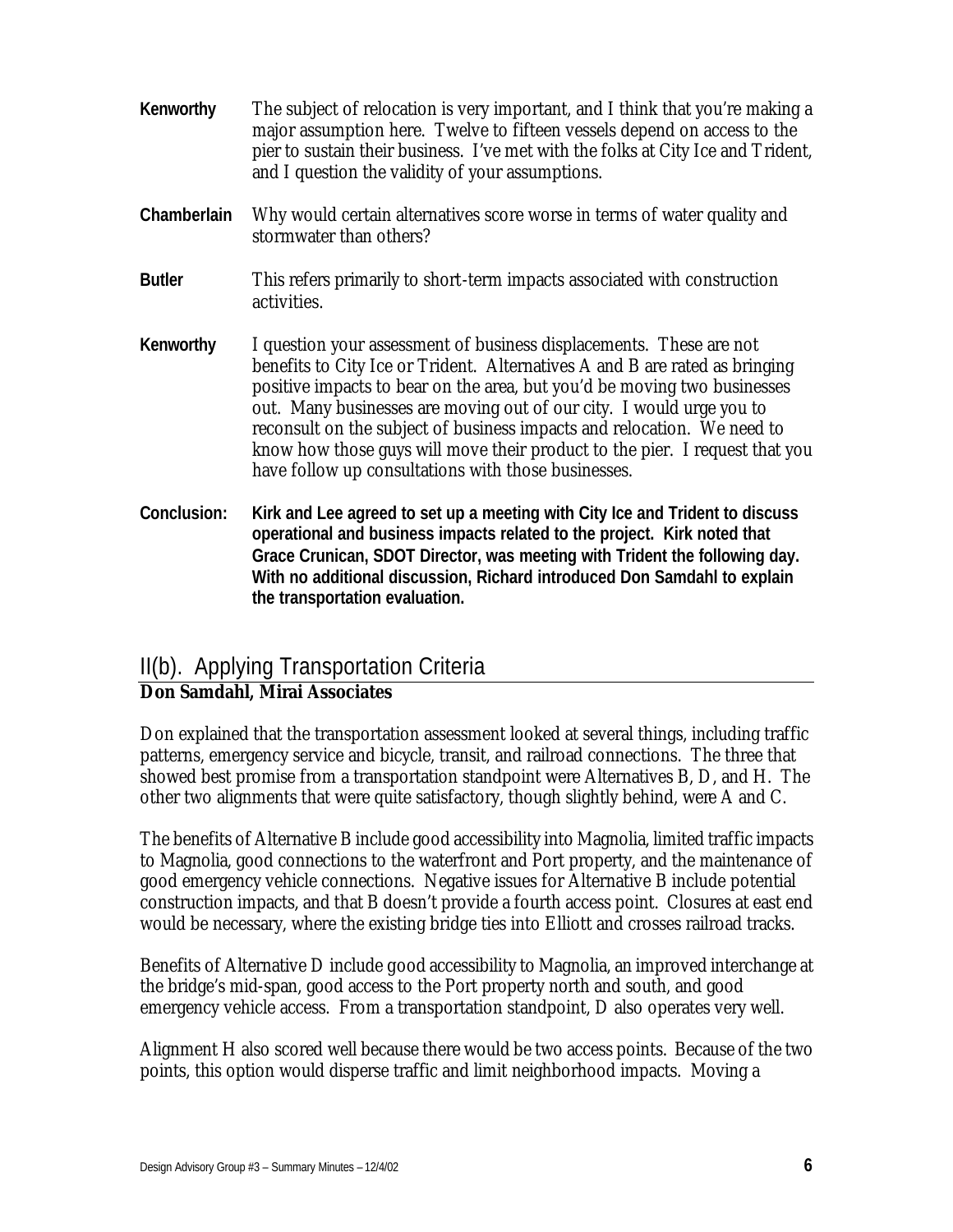**Kenworthy** The subject of relocation is very important, and I think that you're making a major assumption here. Twelve to fifteen vessels depend on access to the pier to sustain their business. I've met with the folks at City Ice and Trident, and I question the validity of your assumptions.

**Chamberlain** Why would certain alternatives score worse in terms of water quality and stormwater than others?

**Butler** This refers primarily to short-term impacts associated with construction activities.

**Kenworthy** I question your assessment of business displacements. These are not benefits to City Ice or Trident. Alternatives A and B are rated as bringing positive impacts to bear on the area, but you'd be moving two businesses out. Many businesses are moving out of our city. I would urge you to reconsult on the subject of business impacts and relocation. We need to know how those guys will move their product to the pier. I request that you have follow up consultations with those businesses.

**Conclusion: Kirk and Lee agreed to set up a meeting with City Ice and Trident to discuss operational and business impacts related to the project. Kirk noted that Grace Crunican, SDOT Director, was meeting with Trident the following day. With no additional discussion, Richard introduced Don Samdahl to explain the transportation evaluation.**

## II(b). Applying Transportation Criteria

**Don Samdahl, Mirai Associates**

Don explained that the transportation assessment looked at several things, including traffic patterns, emergency service and bicycle, transit, and railroad connections. The three that showed best promise from a transportation standpoint were Alternatives B, D, and H. The other two alignments that were quite satisfactory, though slightly behind, were A and C.

The benefits of Alternative B include good accessibility into Magnolia, limited traffic impacts to Magnolia, good connections to the waterfront and Port property, and the maintenance of good emergency vehicle connections. Negative issues for Alternative B include potential construction impacts, and that B doesn't provide a fourth access point. Closures at east end would be necessary, where the existing bridge ties into Elliott and crosses railroad tracks.

Benefits of Alternative D include good accessibility to Magnolia, an improved interchange at the bridge's mid-span, good access to the Port property north and south, and good emergency vehicle access. From a transportation standpoint, D also operates very well.

Alignment H also scored well because there would be two access points. Because of the two points, this option would disperse traffic and limit neighborhood impacts. Moving a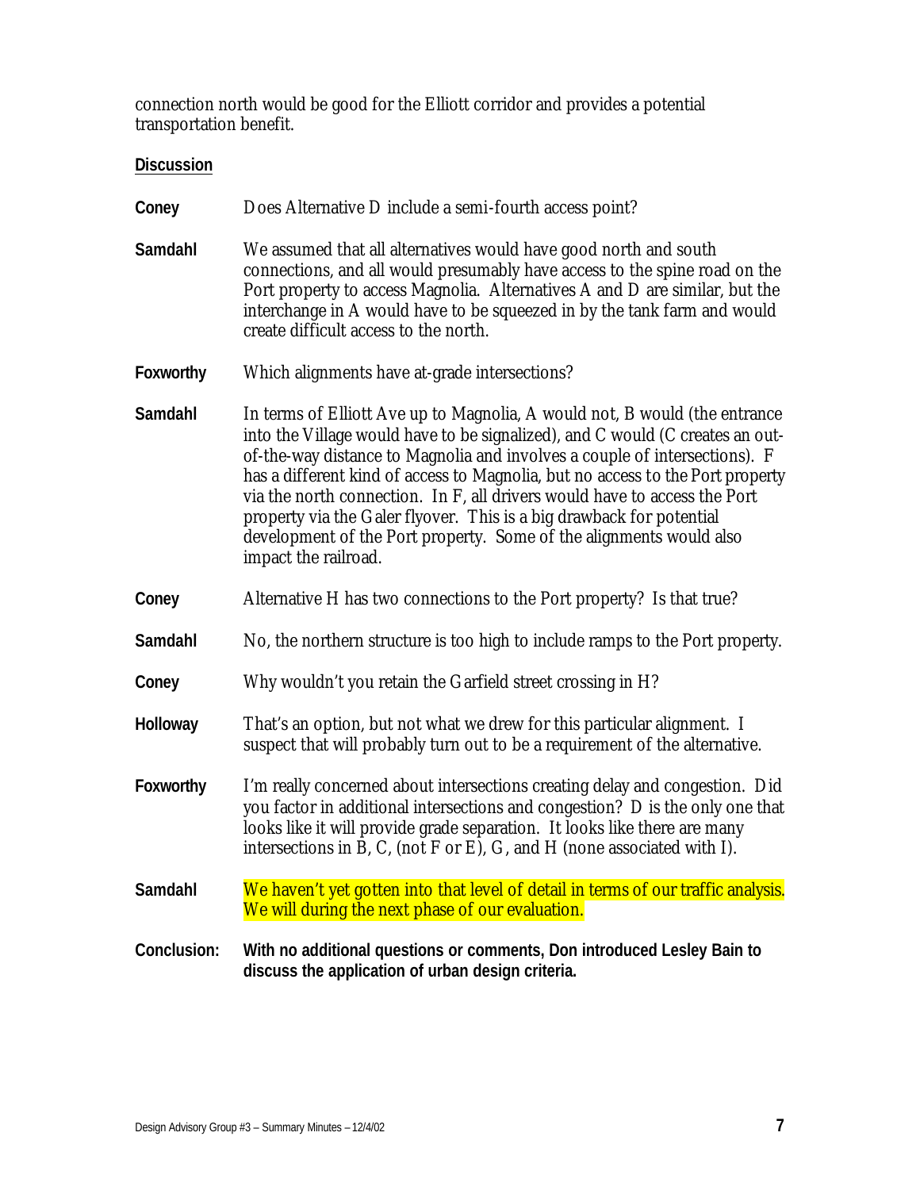connection north would be good for the Elliott corridor and provides a potential transportation benefit.

**Discussion**

**Coney** Does Alternative D include a semi-fourth access point?

**Samdahl** We assumed that all alternatives would have good north and south connections, and all would presumably have access to the spine road on the Port property to access Magnolia. Alternatives A and D are similar, but the interchange in A would have to be squeezed in by the tank farm and would create difficult access to the north.

**Foxworthy** Which alignments have at-grade intersections?

**Samdahl** In terms of Elliott Ave up to Magnolia, A would not, B would (the entrance into the Village would have to be signalized), and C would (C creates an out-of-the-way distance to Magnolia and involves a couple of intersections). F has a different kind of access to Magnolia, but no access to the Port property via the north connection. In F, all drivers would have to access the Port property via the Galer flyover. This is a big drawback for potential development of the Port property. Some of the alignments would also impact the railroad.

**Coney** Alternative H has two connections to the Port property? Is that true?

**Samdahl** No, the northern structure is too high to include ramps to the Port property.

**Coney** Why wouldn't you retain the Garfield street crossing in H?

**Holloway** That's an option, but not what we drew for this particular alignment. I suspect that will probably turn out to be a requirement of the alternative.

**Foxworthy** I'm really concerned about intersections creating delay and congestion. Did you factor in additional intersections and congestion? D is the only one that looks like it will provide grade separation. It looks like there are many intersections in B, C, (not F or E), G, and H (none associated with I).

**Samdahl** We haven't yet gotten into that level of detail in terms of our traffic analysis. We will during the next phase of our evaluation.

**Conclusion:** **With no additional questions or comments, Don introduced Lesley Bain to discuss the application of urban design criteria.**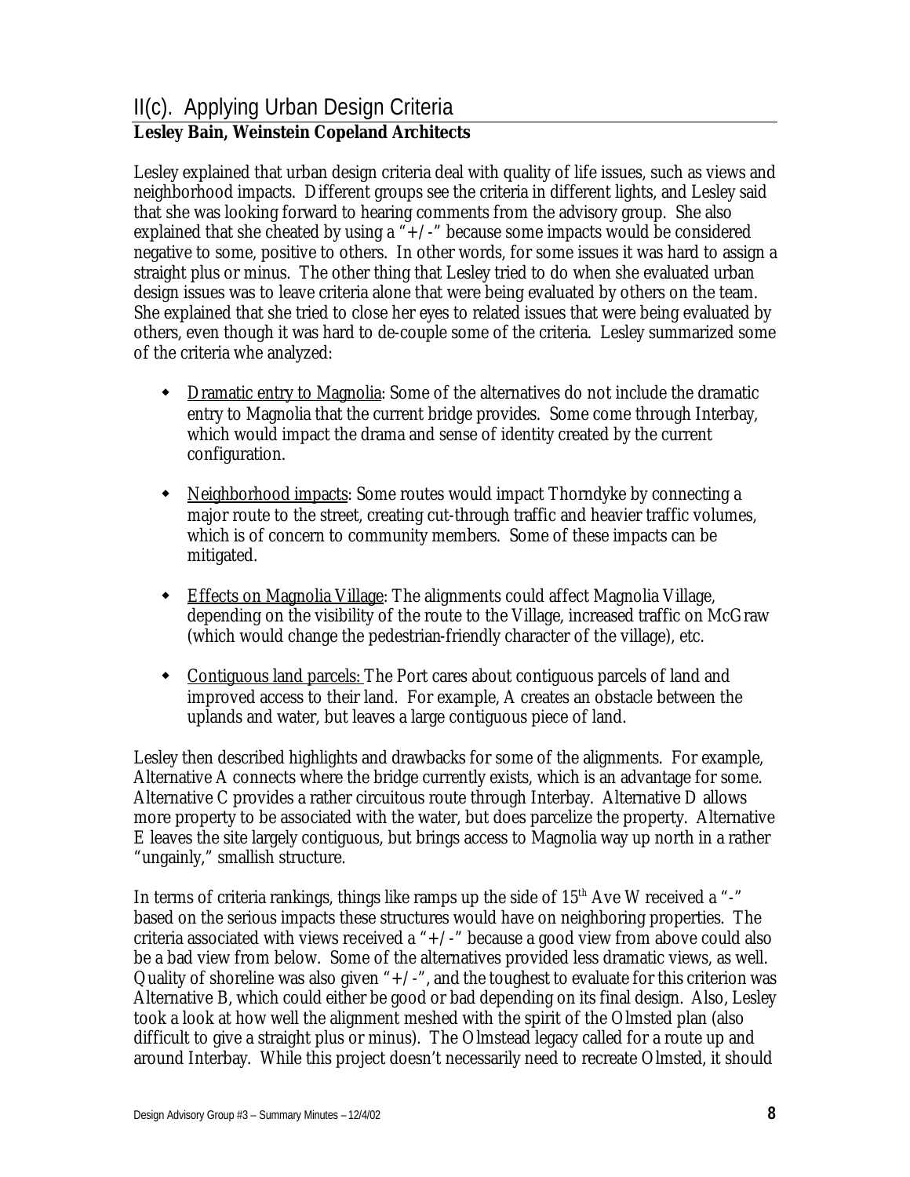## II(c). Applying Urban Design Criteria

**Lesley Bain, Weinstein Copeland Architects**

Lesley explained that urban design criteria deal with quality of life issues, such as views and neighborhood impacts. Different groups see the criteria in different lights, and Lesley said that she was looking forward to hearing comments from the advisory group. She also explained that she cheated by using a "+/-" because some impacts would be considered negative to some, positive to others. In other words, for some issues it was hard to assign a straight plus or minus. The other thing that Lesley tried to do when she evaluated urban design issues was to leave criteria alone that were being evaluated by others on the team. She explained that she tried to close her eyes to related issues that were being evaluated by others, even though it was hard to de-couple some of the criteria. Lesley summarized some of the criteria whe analyzed:

- Dramatic entry to Magnolia: Some of the alternatives do not include the dramatic entry to Magnolia that the current bridge provides. Some come through Interbay, which would impact the drama and sense of identity created by the current configuration.
- Neighborhood impacts: Some routes would impact Thorndyke by connecting a major route to the street, creating cut-through traffic and heavier traffic volumes, which is of concern to community members. Some of these impacts can be mitigated.
- Effects on Magnolia Village: The alignments could affect Magnolia Village, depending on the visibility of the route to the Village, increased traffic on McGraw (which would change the pedestrian-friendly character of the village), etc.
- Contiguous land parcels: The Port cares about contiguous parcels of land and improved access to their land. For example, A creates an obstacle between the uplands and water, but leaves a large contiguous piece of land.

Lesley then described highlights and drawbacks for some of the alignments. For example, Alternative A connects where the bridge currently exists, which is an advantage for some. Alternative C provides a rather circuitous route through Interbay. Alternative D allows more property to be associated with the water, but does parcelize the property. Alternative E leaves the site largely contiguous, but brings access to Magnolia way up north in a rather "ungainly," smallish structure.

In terms of criteria rankings, things like ramps up the side of 15th Ave W received a "-" based on the serious impacts these structures would have on neighboring properties. The criteria associated with views received a "+/-" because a good view from above could also be a bad view from below. Some of the alternatives provided less dramatic views, as well. Quality of shoreline was also given "+/-", and the toughest to evaluate for this criterion was Alternative B, which could either be good or bad depending on its final design. Also, Lesley took a look at how well the alignment meshed with the spirit of the Olmsted plan (also difficult to give a straight plus or minus). The Olmstead legacy called for a route up and around Interbay. While this project doesn't necessarily need to recreate Olmsted, it should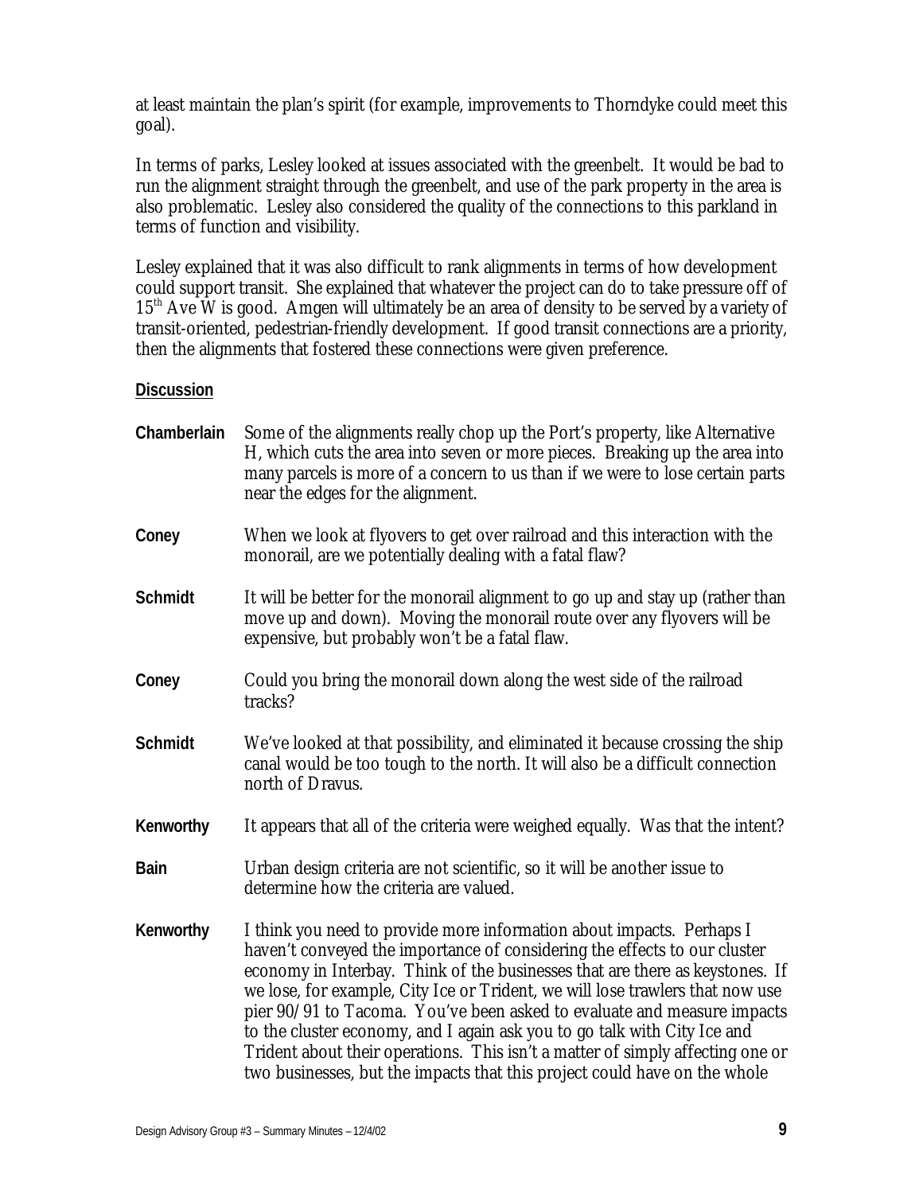at least maintain the plan's spirit (for example, improvements to Thorndyke could meet this goal).

In terms of parks, Lesley looked at issues associated with the greenbelt. It would be bad to run the alignment straight through the greenbelt, and use of the park property in the area is also problematic. Lesley also considered the quality of the connections to this parkland in terms of function and visibility.

Lesley explained that it was also difficult to rank alignments in terms of how development could support transit. She explained that whatever the project can do to take pressure off of 15th Ave W is good. Amgen will ultimately be an area of density to be served by a variety of transit-oriented, pedestrian-friendly development. If good transit connections are a priority, then the alignments that fostered these connections were given preference.

**Discussion**

**Chamberlain** Some of the alignments really chop up the Port's property, like Alternative H, which cuts the area into seven or more pieces. Breaking up the area into many parcels is more of a concern to us than if we were to lose certain parts near the edges for the alignment.

**Coney** When we look at flyovers to get over railroad and this interaction with the monorail, are we potentially dealing with a fatal flaw?

**Schmidt** It will be better for the monorail alignment to go up and stay up (rather than move up and down). Moving the monorail route over any flyovers will be expensive, but probably won't be a fatal flaw.

**Coney** Could you bring the monorail down along the west side of the railroad tracks?

**Schmidt** We've looked at that possibility, and eliminated it because crossing the ship canal would be too tough to the north. It will also be a difficult connection north of Dravus.

**Kenworthy** It appears that all of the criteria were weighed equally. Was that the intent?

**Bain** Urban design criteria are not scientific, so it will be another issue to determine how the criteria are valued.

**Kenworthy** I think you need to provide more information about impacts. Perhaps I haven't conveyed the importance of considering the effects to our cluster economy in Interbay. Think of the businesses that are there as keystones. If we lose, for example, City Ice or Trident, we will lose trawlers that now use pier 90/91 to Tacoma. You've been asked to evaluate and measure impacts to the cluster economy, and I again ask you to go talk with City Ice and Trident about their operations. This isn't a matter of simply affecting one or two businesses, but the impacts that this project could have on the whole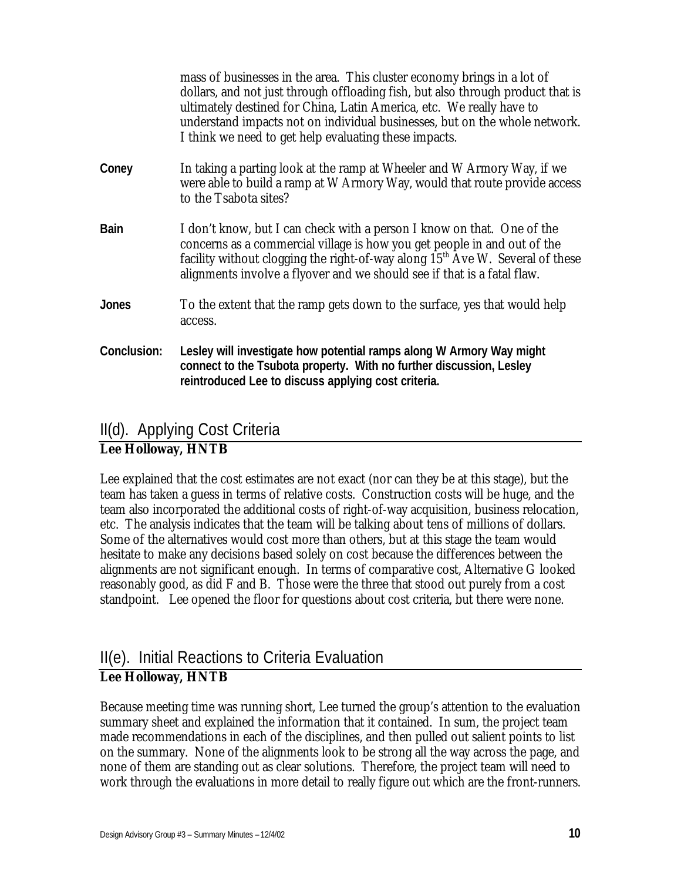mass of businesses in the area. This cluster economy brings in a lot of dollars, and not just through offloading fish, but also through product that is ultimately destined for China, Latin America, etc. We really have to understand impacts not on individual businesses, but on the whole network. I think we need to get help evaluating these impacts.

**Coney** In taking a parting look at the ramp at Wheeler and W Armory Way, if we were able to build a ramp at W Armory Way, would that route provide access to the Tsabota sites?

**Bain** I don't know, but I can check with a person I know on that. One of the concerns as a commercial village is how you get people in and out of the facility without clogging the right-of-way along 15th Ave W. Several of these alignments involve a flyover and we should see if that is a fatal flaw.

**Jones** To the extent that the ramp gets down to the surface, yes that would help access.

**Conclusion:** **Lesley will investigate how potential ramps along W Armory Way might connect to the Tsubota property. With no further discussion, Lesley reintroduced Lee to discuss applying cost criteria.**

## II(d). Applying Cost Criteria

**Lee Holloway, HNTB**

Lee explained that the cost estimates are not exact (nor can they be at this stage), but the team has taken a guess in terms of relative costs. Construction costs will be huge, and the team also incorporated the additional costs of right-of-way acquisition, business relocation, etc. The analysis indicates that the team will be talking about tens of millions of dollars. Some of the alternatives would cost more than others, but at this stage the team would hesitate to make any decisions based solely on cost because the differences between the alignments are not significant enough. In terms of comparative cost, Alternative G looked reasonably good, as did F and B. Those were the three that stood out purely from a cost standpoint. Lee opened the floor for questions about cost criteria, but there were none.

## II(e). Initial Reactions to Criteria Evaluation

**Lee Holloway, HNTB**

Because meeting time was running short, Lee turned the group's attention to the evaluation summary sheet and explained the information that it contained. In sum, the project team made recommendations in each of the disciplines, and then pulled out salient points to list on the summary. None of the alignments look to be strong all the way across the page, and none of them are standing out as clear solutions. Therefore, the project team will need to work through the evaluations in more detail to really figure out which are the front-runners.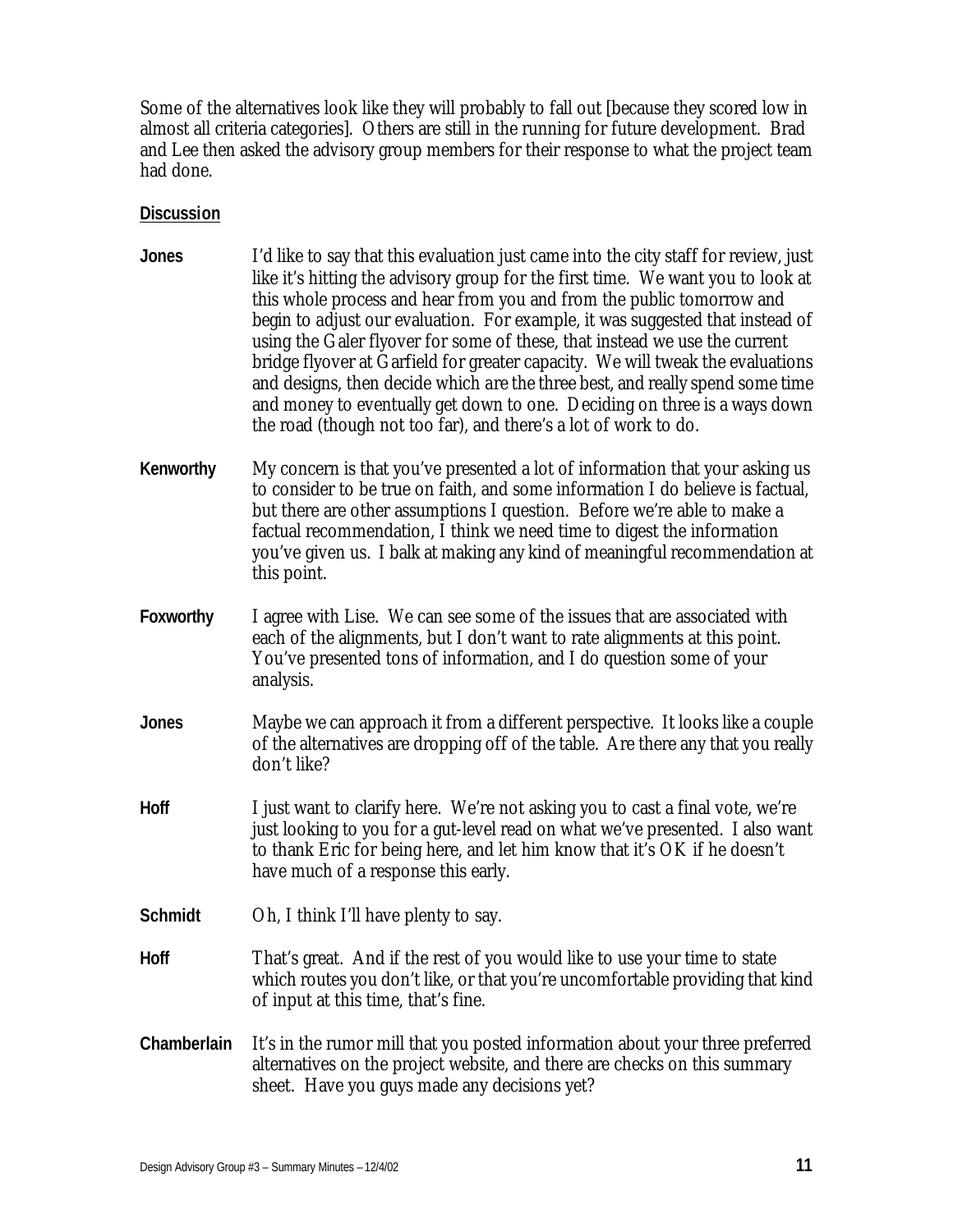Some of the alternatives look like they will probably to fall out [because they scored low in almost all criteria categories]. Others are still in the running for future development. Brad and Lee then asked the advisory group members for their response to what the project team had done.

**Discussion**

**Jones** I'd like to say that this evaluation just came into the city staff for review, just like it's hitting the advisory group for the first time. We want you to look at this whole process and hear from you and from the public tomorrow and begin to adjust our evaluation. For example, it was suggested that instead of using the Galer flyover for some of these, that instead we use the current bridge flyover at Garfield for greater capacity. We will tweak the evaluations and designs, then decide which are the three best, and really spend some time and money to eventually get down to one. Deciding on three is a ways down the road (though not too far), and there's a lot of work to do.

**Kenworthy** My concern is that you've presented a lot of information that your asking us to consider to be true on faith, and some information I do believe is factual, but there are other assumptions I question. Before we're able to make a factual recommendation, I think we need time to digest the information you've given us. I balk at making any kind of meaningful recommendation at this point.

**Foxworthy** I agree with Lise. We can see some of the issues that are associated with each of the alignments, but I don't want to rate alignments at this point. You've presented tons of information, and I do question some of your analysis.

**Jones** Maybe we can approach it from a different perspective. It looks like a couple of the alternatives are dropping off of the table. Are there any that you really don't like?

**Hoff** I just want to clarify here. We're not asking you to cast a final vote, we're just looking to you for a gut-level read on what we've presented. I also want to thank Eric for being here, and let him know that it's OK if he doesn't have much of a response this early.

**Schmidt** Oh, I think I'll have plenty to say.

**Hoff** That's great. And if the rest of you would like to use your time to state which routes you don't like, or that you're uncomfortable providing that kind of input at this time, that's fine.

**Chamberlain** It's in the rumor mill that you posted information about your three preferred alternatives on the project website, and there are checks on this summary sheet. Have you guys made any decisions yet?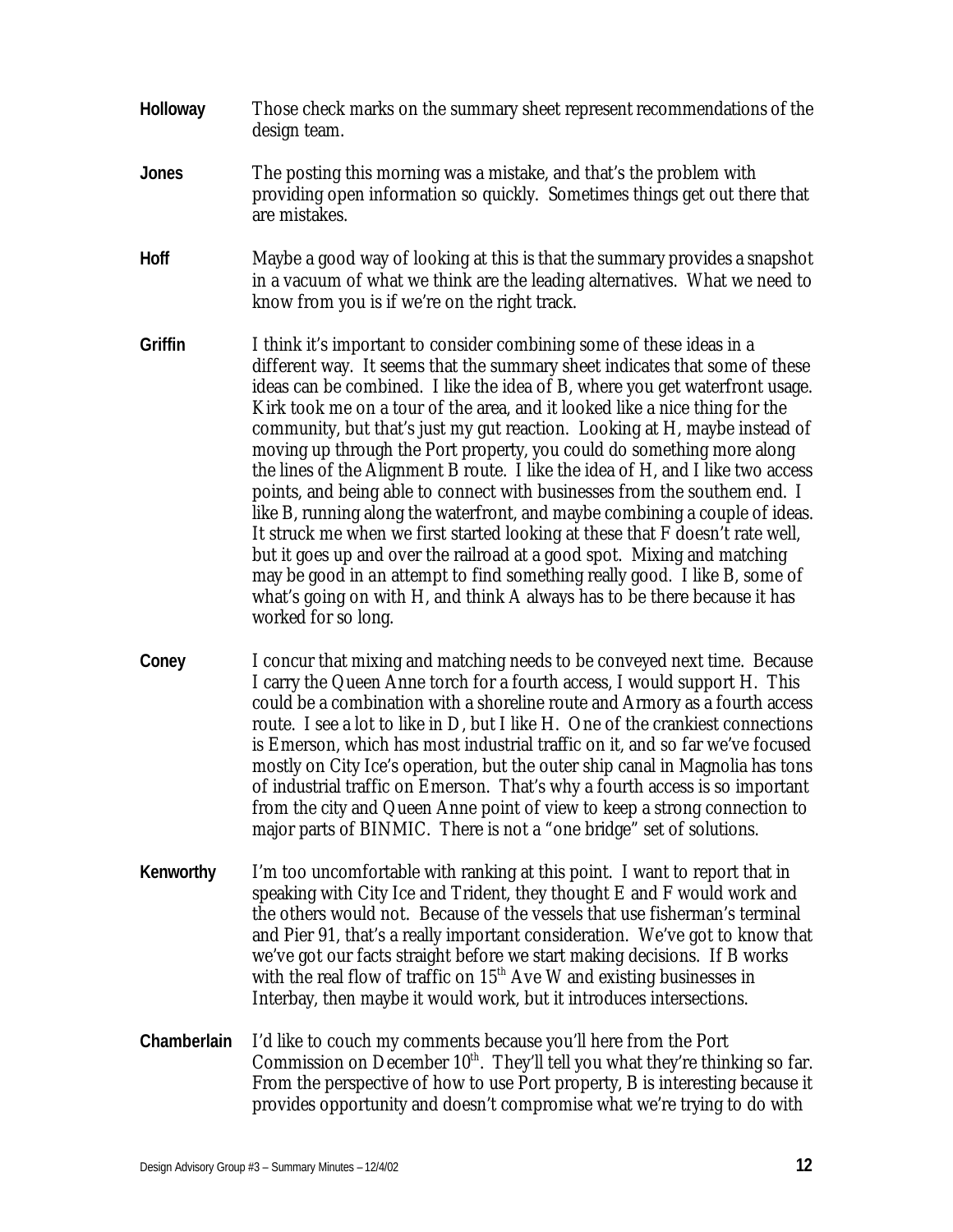**Holloway** Those check marks on the summary sheet represent recommendations of the design team.

**Jones** The posting this morning was a mistake, and that's the problem with providing open information so quickly. Sometimes things get out there that are mistakes.

**Hoff** Maybe a good way of looking at this is that the summary provides a snapshot in a vacuum of what we think are the leading alternatives. What we need to know from you is if we're on the right track.

**Griffin** I think it's important to consider combining some of these ideas in a different way. It seems that the summary sheet indicates that some of these ideas can be combined. I like the idea of B, where you get waterfront usage. Kirk took me on a tour of the area, and it looked like a nice thing for the community, but that's just my gut reaction. Looking at H, maybe instead of moving up through the Port property, you could do something more along the lines of the Alignment B route. I like the idea of H, and I like two access points, and being able to connect with businesses from the southern end. I like B, running along the waterfront, and maybe combining a couple of ideas. It struck me when we first started looking at these that F doesn't rate well, but it goes up and over the railroad at a good spot. Mixing and matching may be good in an attempt to find something really good. I like B, some of what's going on with H, and think A always has to be there because it has worked for so long.

**Coney** I concur that mixing and matching needs to be conveyed next time. Because I carry the Queen Anne torch for a fourth access, I would support H. This could be a combination with a shoreline route and Armory as a fourth access route. I see a lot to like in D, but I like H. One of the crankiest connections is Emerson, which has most industrial traffic on it, and so far we've focused mostly on City Ice's operation, but the outer ship canal in Magnolia has tons of industrial traffic on Emerson. That's why a fourth access is so important from the city and Queen Anne point of view to keep a strong connection to major parts of BINMIC. There is not a "one bridge" set of solutions.

**Kenworthy** I'm too uncomfortable with ranking at this point. I want to report that in speaking with City Ice and Trident, they thought E and F would work and the others would not. Because of the vessels that use fisherman's terminal and Pier 91, that's a really important consideration. We've got to know that we've got our facts straight before we start making decisions. If B works with the real flow of traffic on 15th Ave W and existing businesses in Interbay, then maybe it would work, but it introduces intersections.

**Chamberlain** I'd like to couch my comments because you'll here from the Port Commission on December 10th. They'll tell you what they're thinking so far. From the perspective of how to use Port property, B is interesting because it provides opportunity and doesn't compromise what we're trying to do with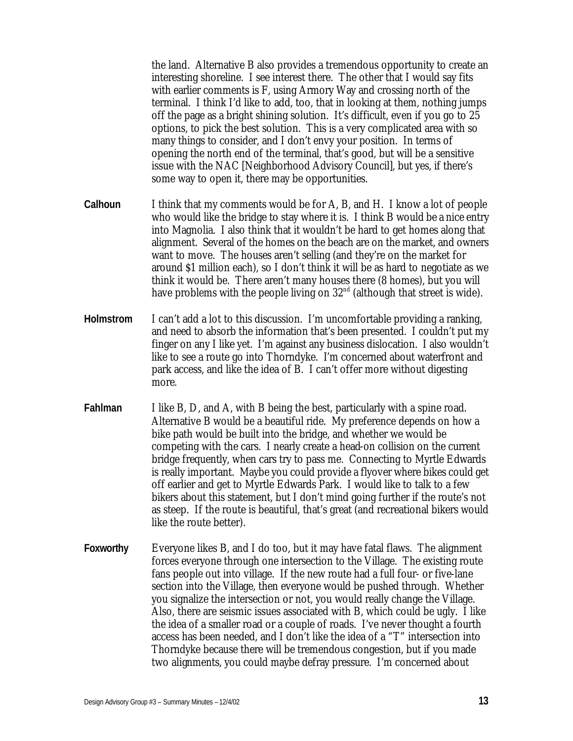the land. Alternative B also provides a tremendous opportunity to create an interesting shoreline. I see interest there. The other that I would say fits with earlier comments is F, using Armory Way and crossing north of the terminal. I think I'd like to add, too, that in looking at them, nothing jumps off the page as a bright shining solution. It's difficult, even if you go to 25 options, to pick the best solution. This is a very complicated area with so many things to consider, and I don't envy your position. In terms of opening the north end of the terminal, that's good, but will be a sensitive issue with the NAC [Neighborhood Advisory Council], but yes, if there's some way to open it, there may be opportunities.

**Calhoun** I think that my comments would be for A, B, and H. I know a lot of people who would like the bridge to stay where it is. I think B would be a nice entry into Magnolia. I also think that it wouldn't be hard to get homes along that alignment. Several of the homes on the beach are on the market, and owners want to move. The houses aren't selling (and they're on the market for around $1 million each), so I don't think it will be as hard to negotiate as we think it would be. There aren't many houses there (8 homes), but you will have problems with the people living on 32nd (although that street is wide).

**Holmstrom** I can't add a lot to this discussion. I'm uncomfortable providing a ranking, and need to absorb the information that's been presented. I couldn't put my finger on any I like yet. I'm against any business dislocation. I also wouldn't like to see a route go into Thorndyke. I'm concerned about waterfront and park access, and like the idea of B. I can't offer more without digesting more.

**Fahlman** I like B, D, and A, with B being the best, particularly with a spine road. Alternative B would be a beautiful ride. My preference depends on how a bike path would be built into the bridge, and whether we would be competing with the cars. I nearly create a head-on collision on the current bridge frequently, when cars try to pass me. Connecting to Myrtle Edwards is really important. Maybe you could provide a flyover where bikes could get off earlier and get to Myrtle Edwards Park. I would like to talk to a few bikers about this statement, but I don't mind going further if the route's not as steep. If the route is beautiful, that's great (and recreational bikers would like the route better).

**Foxworthy** Everyone likes B, and I do too, but it may have fatal flaws. The alignment forces everyone through one intersection to the Village. The existing route fans people out into village. If the new route had a full four- or five-lane section into the Village, then everyone would be pushed through. Whether you signalize the intersection or not, you would really change the Village. Also, there are seismic issues associated with B, which could be ugly. I like the idea of a smaller road or a couple of roads. I've never thought a fourth access has been needed, and I don't like the idea of a "T" intersection into Thorndyke because there will be tremendous congestion, but if you made two alignments, you could maybe defray pressure. I'm concerned about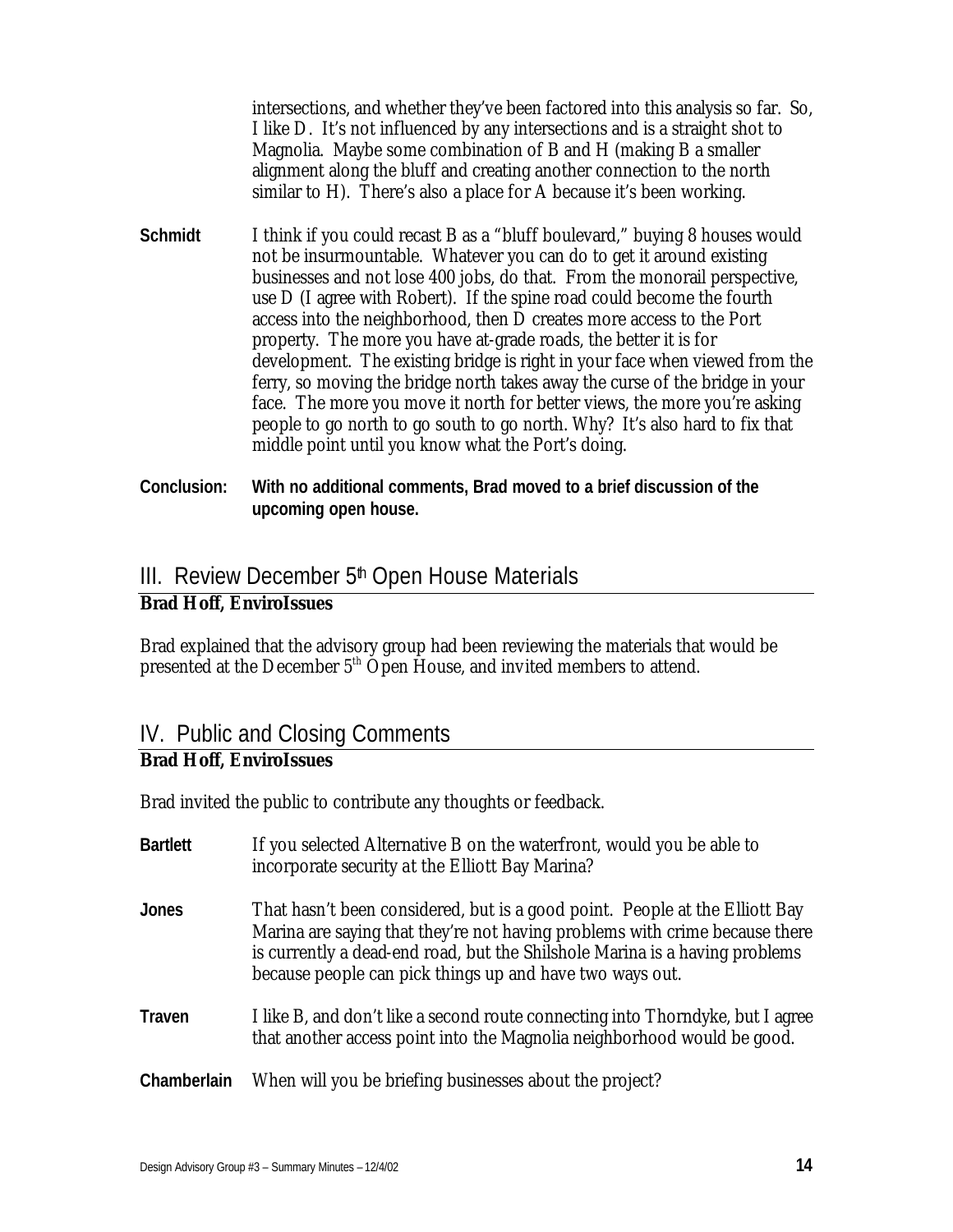intersections, and whether they've been factored into this analysis so far. So, I like D. It's not influenced by any intersections and is a straight shot to Magnolia. Maybe some combination of B and H (making B a smaller alignment along the bluff and creating another connection to the north similar to H). There's also a place for A because it's been working.

**Schmidt** I think if you could recast B as a "bluff boulevard," buying 8 houses would not be insurmountable. Whatever you can do to get it around existing businesses and not lose 400 jobs, do that. From the monorail perspective, use D (I agree with Robert). If the spine road could become the fourth access into the neighborhood, then D creates more access to the Port property. The more you have at-grade roads, the better it is for development. The existing bridge is right in your face when viewed from the ferry, so moving the bridge north takes away the curse of the bridge in your face. The more you move it north for better views, the more you're asking people to go north to go south to go north. Why? It's also hard to fix that middle point until you know what the Port's doing.

**Conclusion: With no additional comments, Brad moved to a brief discussion of the upcoming open house.**

## III. Review December 5th Open House Materials

**Brad Hoff, EnviroIssues**

Brad explained that the advisory group had been reviewing the materials that would be presented at the December 5th Open House, and invited members to attend.

## IV. Public and Closing Comments

**Brad Hoff, EnviroIssues**

Brad invited the public to contribute any thoughts or feedback.

**Bartlett** If you selected Alternative B on the waterfront, would you be able to incorporate security at the Elliott Bay Marina?

**Jones** That hasn't been considered, but is a good point. People at the Elliott Bay Marina are saying that they're not having problems with crime because there is currently a dead-end road, but the Shilshole Marina is a having problems because people can pick things up and have two ways out.

**Traven** I like B, and don't like a second route connecting into Thorndyke, but I agree that another access point into the Magnolia neighborhood would be good.

**Chamberlain** When will you be briefing businesses about the project?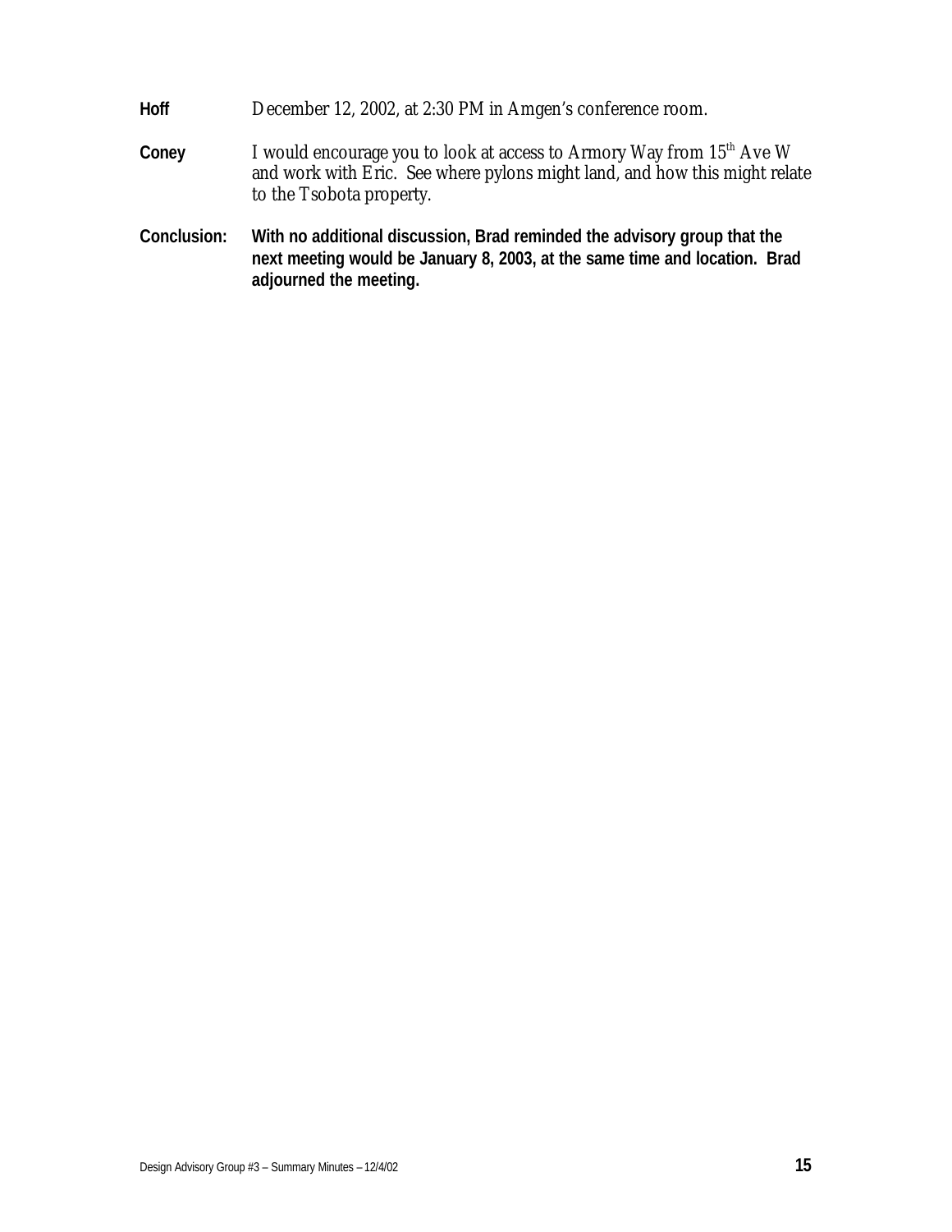**Hoff** December 12, 2002, at 2:30 PM in Amgen's conference room.

**Coney** I would encourage you to look at access to Armory Way from 15th Ave W and work with Eric. See where pylons might land, and how this might relate to the Tsobota property.

**Conclusion:** **With no additional discussion, Brad reminded the advisory group that the next meeting would be January 8, 2003, at the same time and location. Brad adjourned the meeting.**